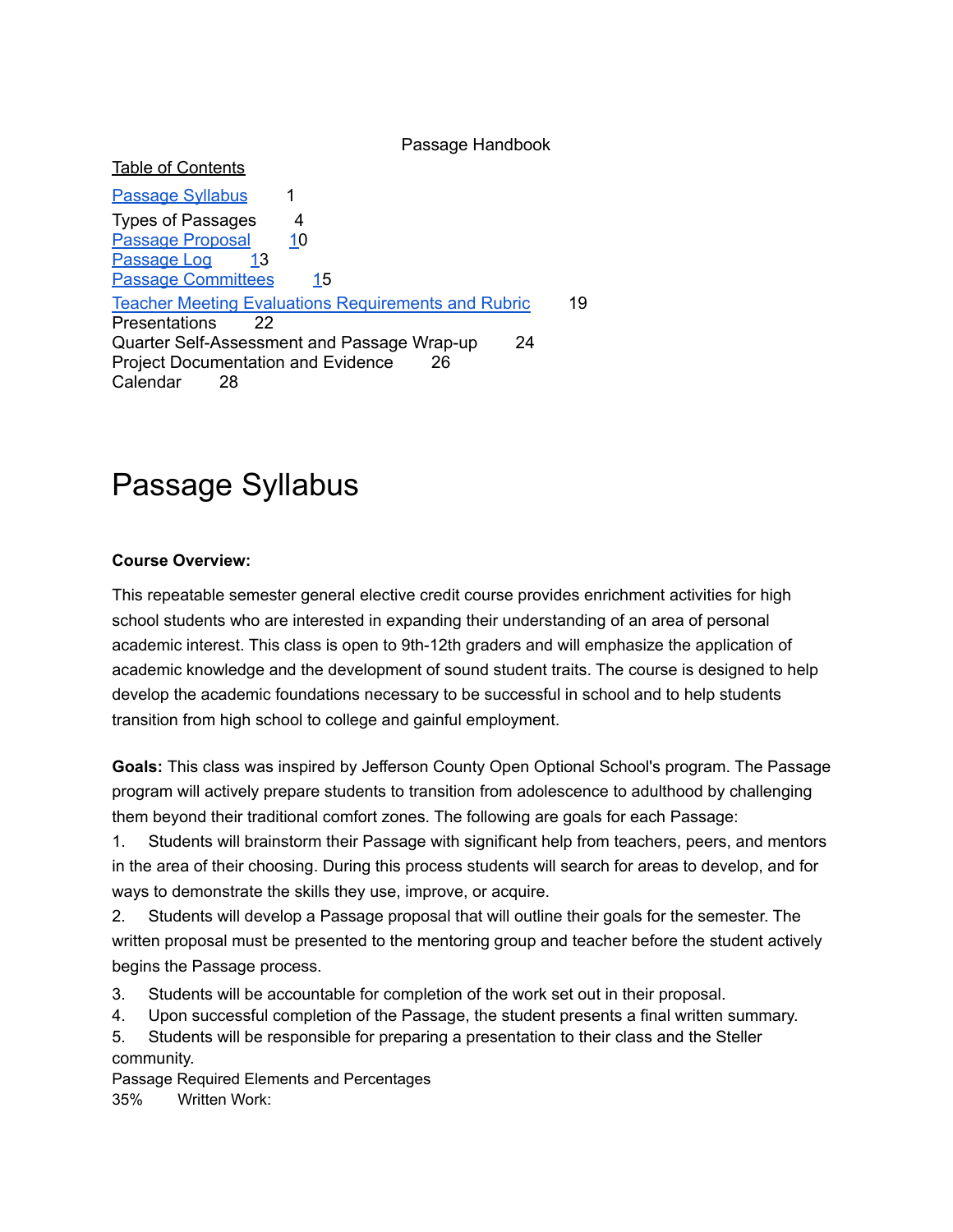Passage Handbook

Table of Contents

| | |
|---|---|
| Passage Syllabus | 1 |
| Types of Passages | 4 |
| Passage Proposal | 10 |
| Passage Log | 13 |
| Passage Committees | 15 |
| Teacher Meeting Evaluations Requirements and Rubric | 19 |
| Presentations | 22 |
| Quarter Self-Assessment and Passage Wrap-up | 24 |
| Project Documentation and Evidence | 26 |
| Calendar | 28 |

# Passage Syllabus

**Course Overview:**

This repeatable semester general elective credit course provides enrichment activities for high school students who are interested in expanding their understanding of an area of personal academic interest. This class is open to 9th-12th graders and will emphasize the application of academic knowledge and the development of sound student traits. The course is designed to help develop the academic foundations necessary to be successful in school and to help students transition from high school to college and gainful employment.

**Goals:** This class was inspired by Jefferson County Open Optional School's program. The Passage program will actively prepare students to transition from adolescence to adulthood by challenging them beyond their traditional comfort zones. The following are goals for each Passage:

1. Students will brainstorm their Passage with significant help from teachers, peers, and mentors in the area of their choosing. During this process students will search for areas to develop, and for ways to demonstrate the skills they use, improve, or acquire.
2. Students will develop a Passage proposal that will outline their goals for the semester. The written proposal must be presented to the mentoring group and teacher before the student actively begins the Passage process.
3. Students will be accountable for completion of the work set out in their proposal.
4. Upon successful completion of the Passage, the student presents a final written summary.
5. Students will be responsible for preparing a presentation to their class and the Steller community.

Passage Required Elements and Percentages

35% Written Work: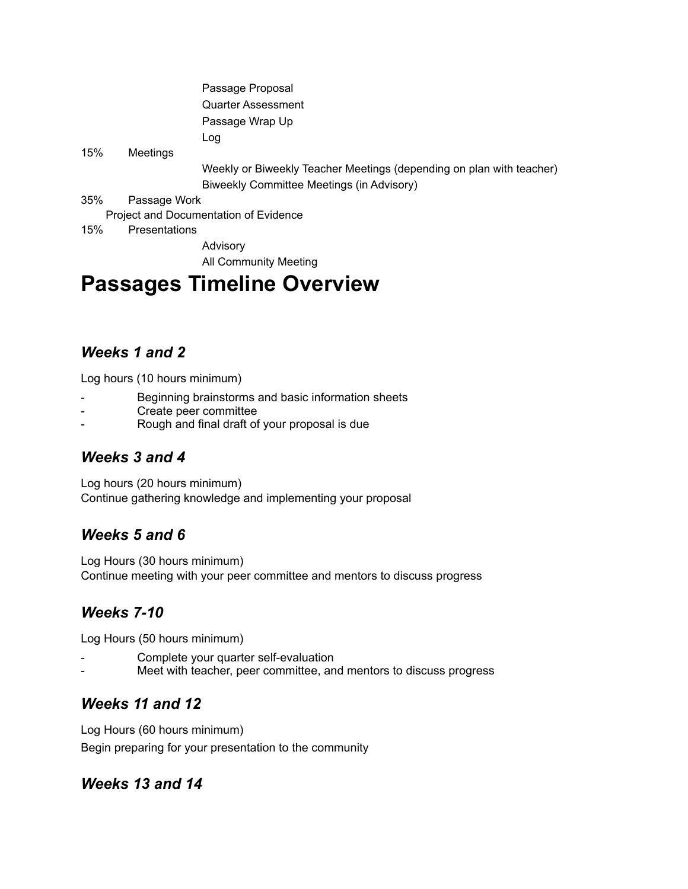Passage Proposal
Quarter Assessment
Passage Wrap Up
Log

15% Meetings

Weekly or Biweekly Teacher Meetings (depending on plan with teacher)
Biweekly Committee Meetings (in Advisory)

35% Passage Work

Project and Documentation of Evidence

15% Presentations

Advisory
All Community Meeting

# Passages Timeline Overview

### *Weeks 1 and 2*

Log hours (10 hours minimum)

- Beginning brainstorms and basic information sheets
- Create peer committee
- Rough and final draft of your proposal is due

### *Weeks 3 and 4*

Log hours (20 hours minimum)
Continue gathering knowledge and implementing your proposal

### *Weeks 5 and 6*

Log Hours (30 hours minimum)
Continue meeting with your peer committee and mentors to discuss progress

### *Weeks 7-10*

Log Hours (50 hours minimum)

- Complete your quarter self-evaluation
- Meet with teacher, peer committee, and mentors to discuss progress

### *Weeks 11 and 12*

Log Hours (60 hours minimum)
Begin preparing for your presentation to the community

### *Weeks 13 and 14*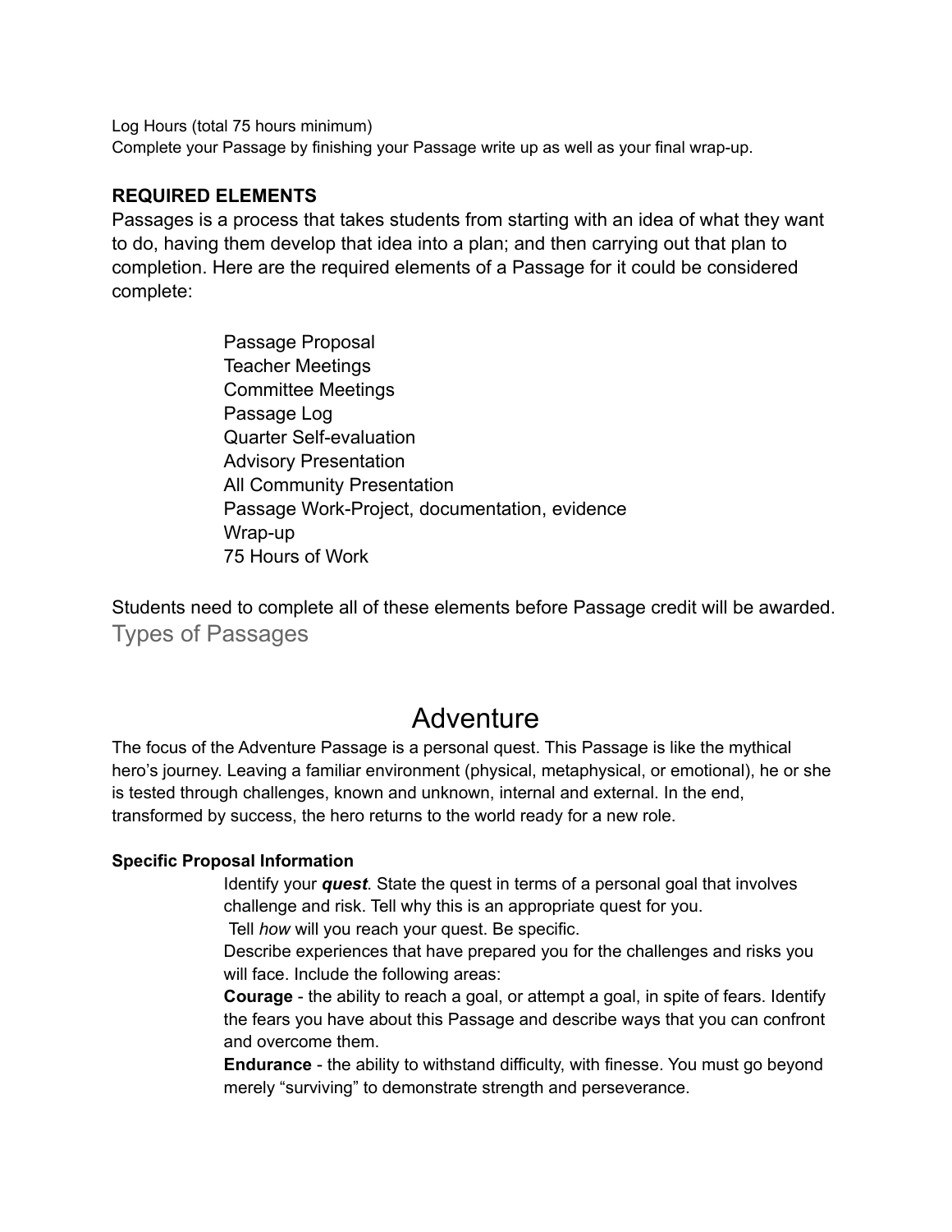Log Hours (total 75 hours minimum)
Complete your Passage by finishing your Passage write up as well as your final wrap-up.

**REQUIRED ELEMENTS**

Passages is a process that takes students from starting with an idea of what they want to do, having them develop that idea into a plan; and then carrying out that plan to completion. Here are the required elements of a Passage for it could be considered complete:

- Passage Proposal
- Teacher Meetings
- Committee Meetings
- Passage Log
- Quarter Self-evaluation
- Advisory Presentation
- All Community Presentation
- Passage Work-Project, documentation, evidence
- Wrap-up
- 75 Hours of Work

Students need to complete all of these elements before Passage credit will be awarded.

## Types of Passages

# Adventure

The focus of the Adventure Passage is a personal quest. This Passage is like the mythical hero's journey. Leaving a familiar environment (physical, metaphysical, or emotional), he or she is tested through challenges, known and unknown, internal and external. In the end, transformed by success, the hero returns to the world ready for a new role.

**Specific Proposal Information**

Identify your ***quest***. State the quest in terms of a personal goal that involves challenge and risk. Tell why this is an appropriate quest for you.

Tell *how* will you reach your quest. Be specific.

Describe experiences that have prepared you for the challenges and risks you will face. Include the following areas:

**Courage** - the ability to reach a goal, or attempt a goal, in spite of fears. Identify the fears you have about this Passage and describe ways that you can confront and overcome them.

**Endurance** - the ability to withstand difficulty, with finesse. You must go beyond merely "surviving" to demonstrate strength and perseverance.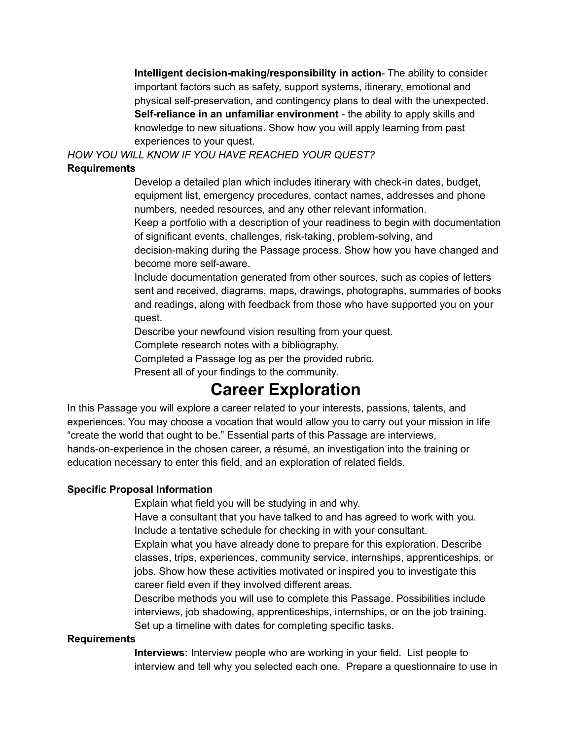**Intelligent decision-making/responsibility in action**- The ability to consider important factors such as safety, support systems, itinerary, emotional and physical self-preservation, and contingency plans to deal with the unexpected.

**Self-reliance in an unfamiliar environment** - the ability to apply skills and knowledge to new situations. Show how you will apply learning from past experiences to your quest.

*HOW YOU WILL KNOW IF YOU HAVE REACHED YOUR QUEST?*

**Requirements**

Develop a detailed plan which includes itinerary with check-in dates, budget, equipment list, emergency procedures, contact names, addresses and phone numbers, needed resources, and any other relevant information.

Keep a portfolio with a description of your readiness to begin with documentation of significant events, challenges, risk-taking, problem-solving, and decision-making during the Passage process. Show how you have changed and become more self-aware.

Include documentation generated from other sources, such as copies of letters sent and received, diagrams, maps, drawings, photographs, summaries of books and readings, along with feedback from those who have supported you on your quest.

Describe your newfound vision resulting from your quest.

Complete research notes with a bibliography.

Completed a Passage log as per the provided rubric.

Present all of your findings to the community.

# Career Exploration

In this Passage you will explore a career related to your interests, passions, talents, and experiences. You may choose a vocation that would allow you to carry out your mission in life "create the world that ought to be." Essential parts of this Passage are interviews, hands-on-experience in the chosen career, a résumé, an investigation into the training or education necessary to enter this field, and an exploration of related fields.

**Specific Proposal Information**

Explain what field you will be studying in and why.

Have a consultant that you have talked to and has agreed to work with you. Include a tentative schedule for checking in with your consultant.

Explain what you have already done to prepare for this exploration. Describe classes, trips, experiences, community service, internships, apprenticeships, or jobs. Show how these activities motivated or inspired you to investigate this career field even if they involved different areas.

Describe methods you will use to complete this Passage. Possibilities include interviews, job shadowing, apprenticeships, internships, or on the job training. Set up a timeline with dates for completing specific tasks.

**Requirements**

**Interviews:** Interview people who are working in your field. List people to interview and tell why you selected each one. Prepare a questionnaire to use in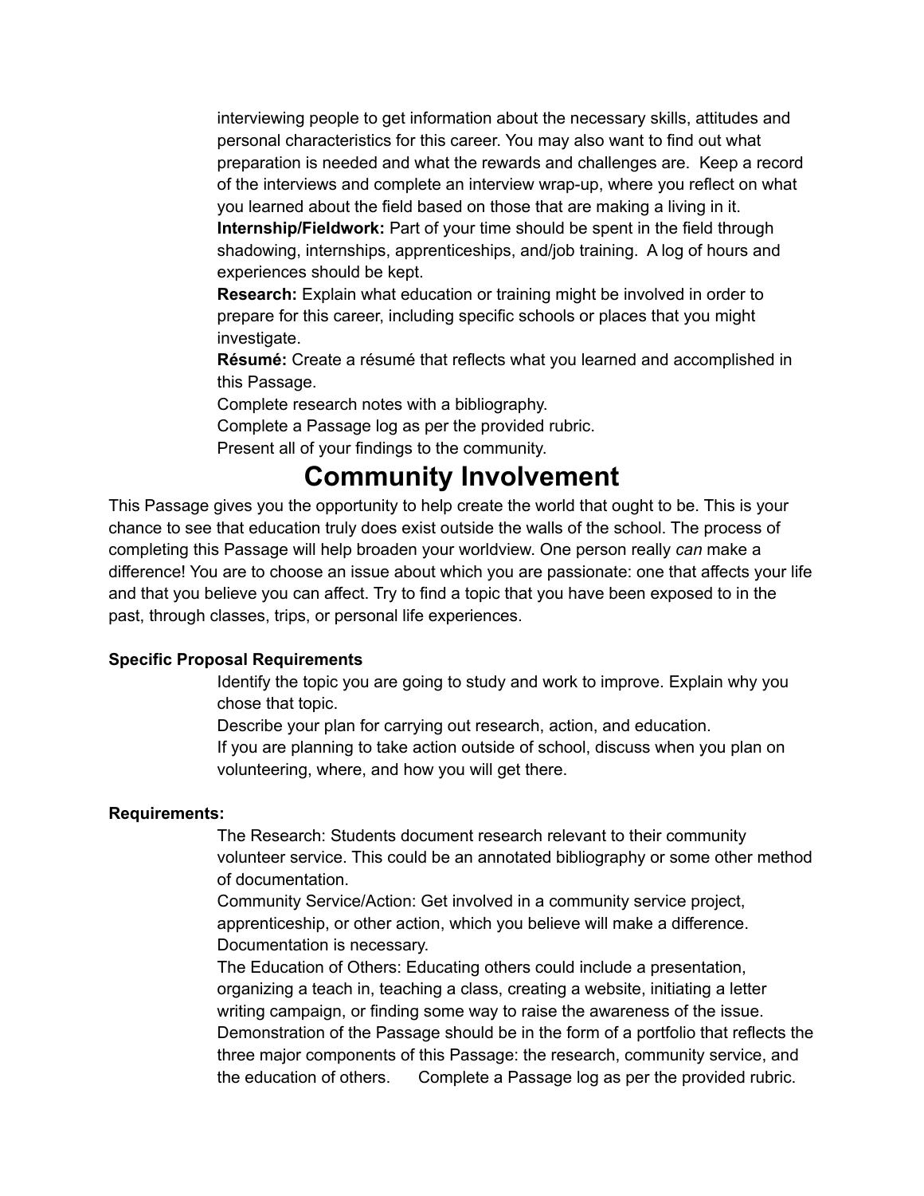interviewing people to get information about the necessary skills, attitudes and personal characteristics for this career. You may also want to find out what preparation is needed and what the rewards and challenges are. Keep a record of the interviews and complete an interview wrap-up, where you reflect on what you learned about the field based on those that are making a living in it.

**Internship/Fieldwork:** Part of your time should be spent in the field through shadowing, internships, apprenticeships, and/job training. A log of hours and experiences should be kept.

**Research:** Explain what education or training might be involved in order to prepare for this career, including specific schools or places that you might investigate.

**Résumé:** Create a résumé that reflects what you learned and accomplished in this Passage.

Complete research notes with a bibliography.

Complete a Passage log as per the provided rubric.

Present all of your findings to the community.

# Community Involvement

This Passage gives you the opportunity to help create the world that ought to be. This is your chance to see that education truly does exist outside the walls of the school. The process of completing this Passage will help broaden your worldview. One person really *can* make a difference! You are to choose an issue about which you are passionate: one that affects your life and that you believe you can affect. Try to find a topic that you have been exposed to in the past, through classes, trips, or personal life experiences.

**Specific Proposal Requirements**

Identify the topic you are going to study and work to improve. Explain why you chose that topic.

Describe your plan for carrying out research, action, and education.

If you are planning to take action outside of school, discuss when you plan on volunteering, where, and how you will get there.

**Requirements:**

The Research: Students document research relevant to their community volunteer service. This could be an annotated bibliography or some other method of documentation.

Community Service/Action: Get involved in a community service project, apprenticeship, or other action, which you believe will make a difference. Documentation is necessary.

The Education of Others: Educating others could include a presentation, organizing a teach in, teaching a class, creating a website, initiating a letter writing campaign, or finding some way to raise the awareness of the issue.

Demonstration of the Passage should be in the form of a portfolio that reflects the three major components of this Passage: the research, community service, and the education of others. Complete a Passage log as per the provided rubric.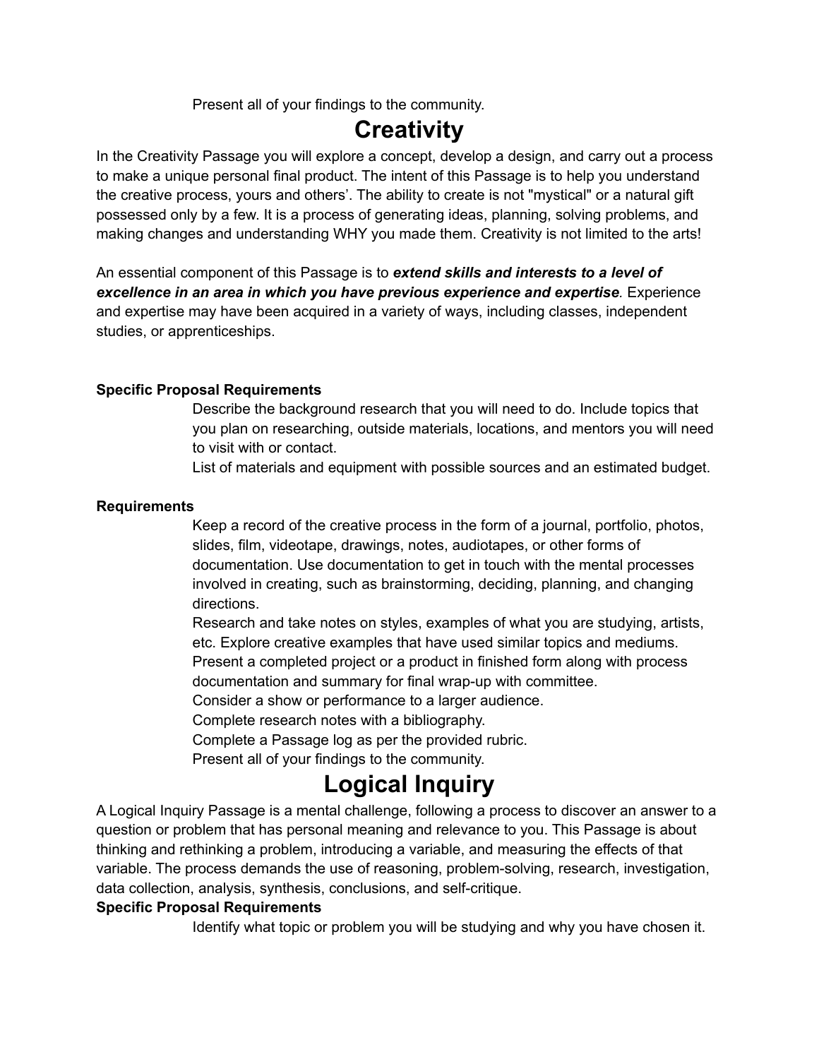Present all of your findings to the community.

# Creativity

In the Creativity Passage you will explore a concept, develop a design, and carry out a process to make a unique personal final product. The intent of this Passage is to help you understand the creative process, yours and others'. The ability to create is not "mystical" or a natural gift possessed only by a few. It is a process of generating ideas, planning, solving problems, and making changes and understanding WHY you made them. Creativity is not limited to the arts!

An essential component of this Passage is to ***extend skills and interests to a level of excellence in an area in which you have previous experience and expertise***. Experience and expertise may have been acquired in a variety of ways, including classes, independent studies, or apprenticeships.

**Specific Proposal Requirements**

Describe the background research that you will need to do. Include topics that you plan on researching, outside materials, locations, and mentors you will need to visit with or contact.

List of materials and equipment with possible sources and an estimated budget.

**Requirements**

Keep a record of the creative process in the form of a journal, portfolio, photos, slides, film, videotape, drawings, notes, audiotapes, or other forms of documentation. Use documentation to get in touch with the mental processes involved in creating, such as brainstorming, deciding, planning, and changing directions.

Research and take notes on styles, examples of what you are studying, artists, etc. Explore creative examples that have used similar topics and mediums.

Present a completed project or a product in finished form along with process documentation and summary for final wrap-up with committee.

Consider a show or performance to a larger audience.

Complete research notes with a bibliography.

Complete a Passage log as per the provided rubric.

Present all of your findings to the community.

# Logical Inquiry

A Logical Inquiry Passage is a mental challenge, following a process to discover an answer to a question or problem that has personal meaning and relevance to you. This Passage is about thinking and rethinking a problem, introducing a variable, and measuring the effects of that variable. The process demands the use of reasoning, problem-solving, research, investigation, data collection, analysis, synthesis, conclusions, and self-critique.

**Specific Proposal Requirements**

Identify what topic or problem you will be studying and why you have chosen it.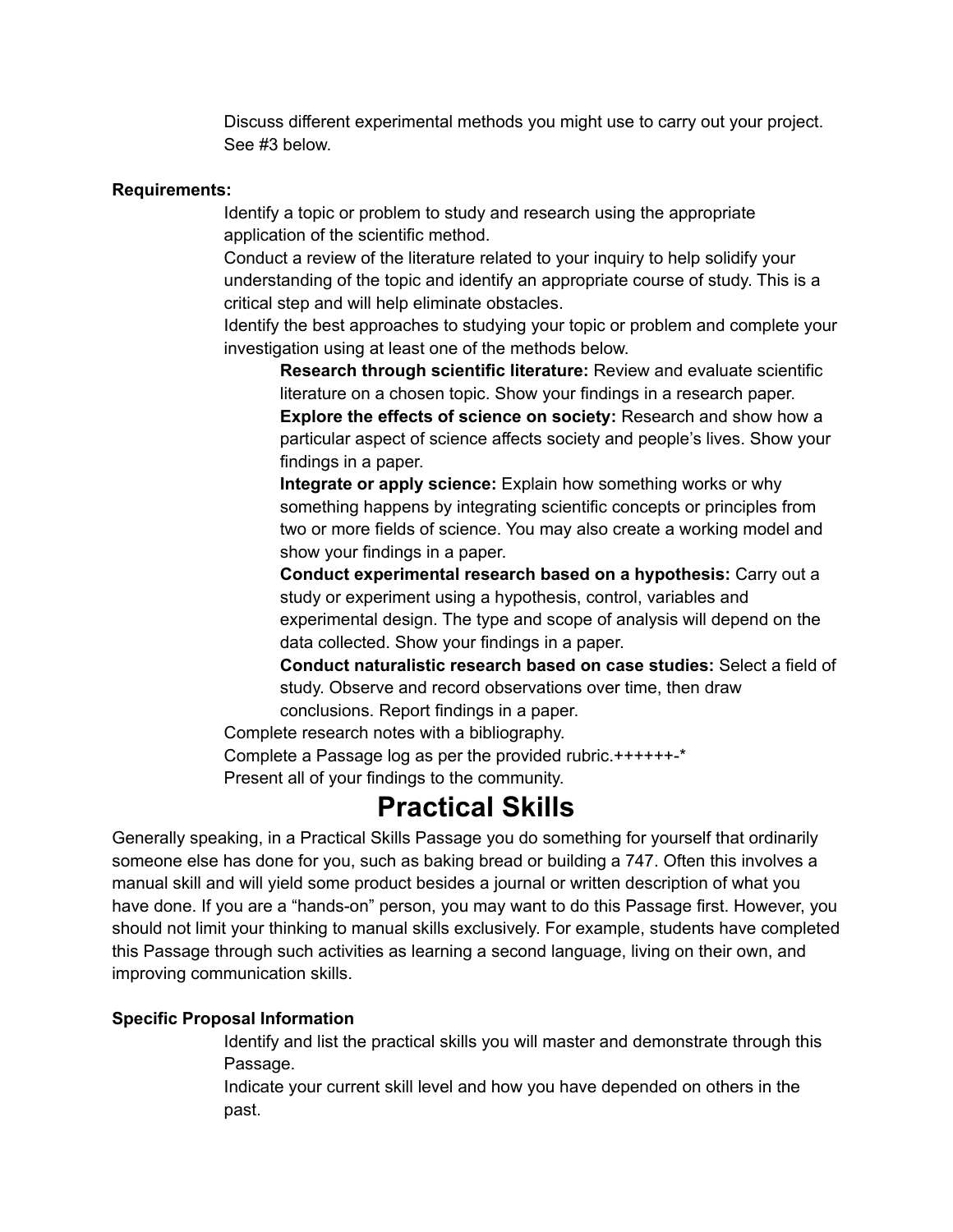Discuss different experimental methods you might use to carry out your project. See #3 below.

**Requirements:**

- Identify a topic or problem to study and research using the appropriate application of the scientific method.
- Conduct a review of the literature related to your inquiry to help solidify your understanding of the topic and identify an appropriate course of study. This is a critical step and will help eliminate obstacles.
- Identify the best approaches to studying your topic or problem and complete your investigation using at least one of the methods below.
  - **Research through scientific literature:** Review and evaluate scientific literature on a chosen topic. Show your findings in a research paper.
  - **Explore the effects of science on society:** Research and show how a particular aspect of science affects society and people's lives. Show your findings in a paper.
  - **Integrate or apply science:** Explain how something works or why something happens by integrating scientific concepts or principles from two or more fields of science. You may also create a working model and show your findings in a paper.
  - **Conduct experimental research based on a hypothesis:** Carry out a study or experiment using a hypothesis, control, variables and experimental design. The type and scope of analysis will depend on the data collected. Show your findings in a paper.
  - **Conduct naturalistic research based on case studies:** Select a field of study. Observe and record observations over time, then draw conclusions. Report findings in a paper.
- Complete research notes with a bibliography.
- Complete a Passage log as per the provided rubric.++++++-*
- Present all of your findings to the community.

# Practical Skills

Generally speaking, in a Practical Skills Passage you do something for yourself that ordinarily someone else has done for you, such as baking bread or building a 747. Often this involves a manual skill and will yield some product besides a journal or written description of what you have done. If you are a "hands-on" person, you may want to do this Passage first. However, you should not limit your thinking to manual skills exclusively. For example, students have completed this Passage through such activities as learning a second language, living on their own, and improving communication skills.

**Specific Proposal Information**

- Identify and list the practical skills you will master and demonstrate through this Passage.
- Indicate your current skill level and how you have depended on others in the past.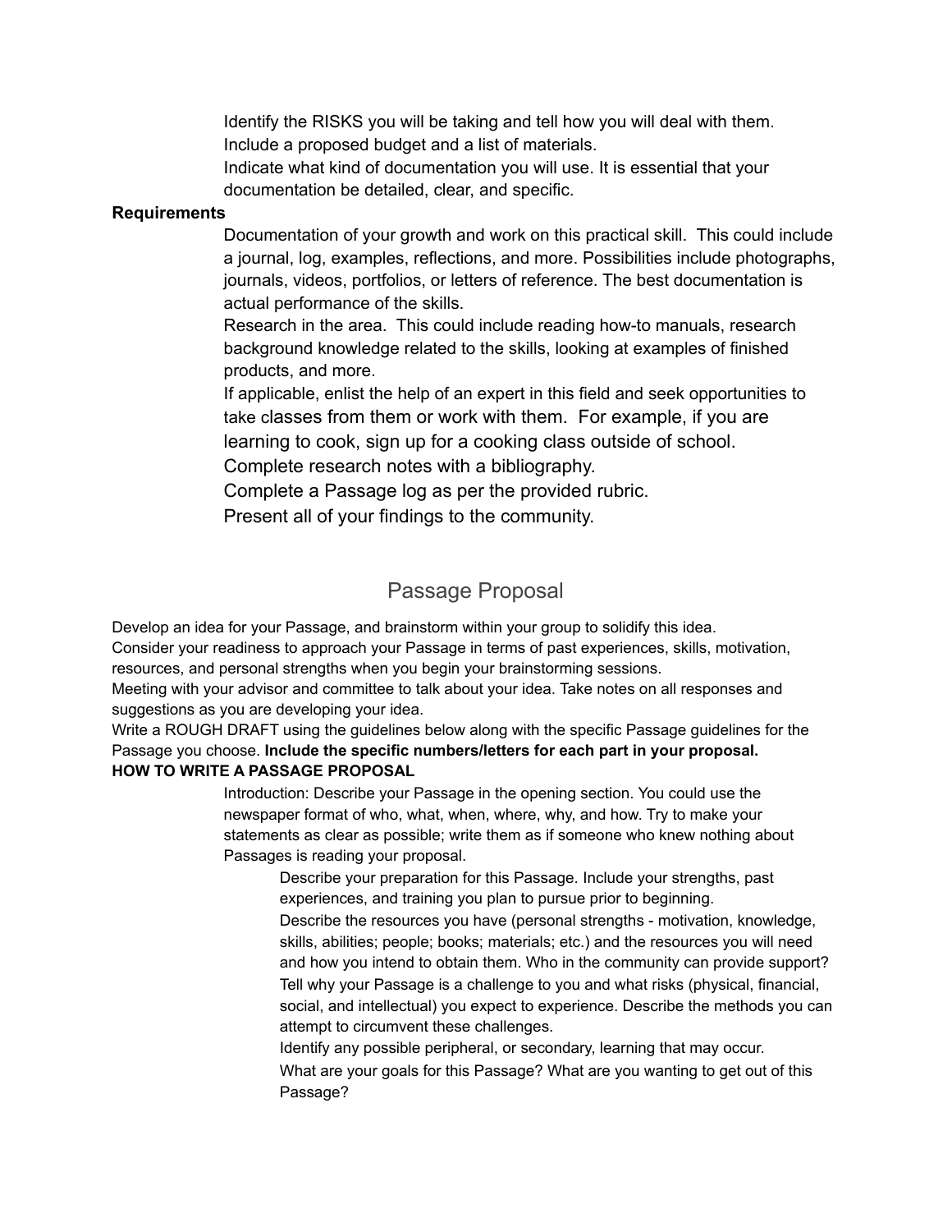Identify the RISKS you will be taking and tell how you will deal with them.

Include a proposed budget and a list of materials.

Indicate what kind of documentation you will use. It is essential that your documentation be detailed, clear, and specific.

**Requirements**

Documentation of your growth and work on this practical skill. This could include a journal, log, examples, reflections, and more. Possibilities include photographs, journals, videos, portfolios, or letters of reference. The best documentation is actual performance of the skills.

Research in the area. This could include reading how-to manuals, research background knowledge related to the skills, looking at examples of finished products, and more.

If applicable, enlist the help of an expert in this field and seek opportunities to take classes from them or work with them. For example, if you are learning to cook, sign up for a cooking class outside of school.

Complete research notes with a bibliography.

Complete a Passage log as per the provided rubric.

Present all of your findings to the community.

## Passage Proposal

Develop an idea for your Passage, and brainstorm within your group to solidify this idea.

Consider your readiness to approach your Passage in terms of past experiences, skills, motivation, resources, and personal strengths when you begin your brainstorming sessions.

Meeting with your advisor and committee to talk about your idea. Take notes on all responses and suggestions as you are developing your idea.

Write a ROUGH DRAFT using the guidelines below along with the specific Passage guidelines for the Passage you choose. **Include the specific numbers/letters for each part in your proposal.**

**HOW TO WRITE A PASSAGE PROPOSAL**

Introduction: Describe your Passage in the opening section. You could use the newspaper format of who, what, when, where, why, and how. Try to make your statements as clear as possible; write them as if someone who knew nothing about Passages is reading your proposal.

Describe your preparation for this Passage. Include your strengths, past experiences, and training you plan to pursue prior to beginning.

Describe the resources you have (personal strengths - motivation, knowledge, skills, abilities; people; books; materials; etc.) and the resources you will need and how you intend to obtain them. Who in the community can provide support?

Tell why your Passage is a challenge to you and what risks (physical, financial, social, and intellectual) you expect to experience. Describe the methods you can attempt to circumvent these challenges.

Identify any possible peripheral, or secondary, learning that may occur.

What are your goals for this Passage? What are you wanting to get out of this Passage?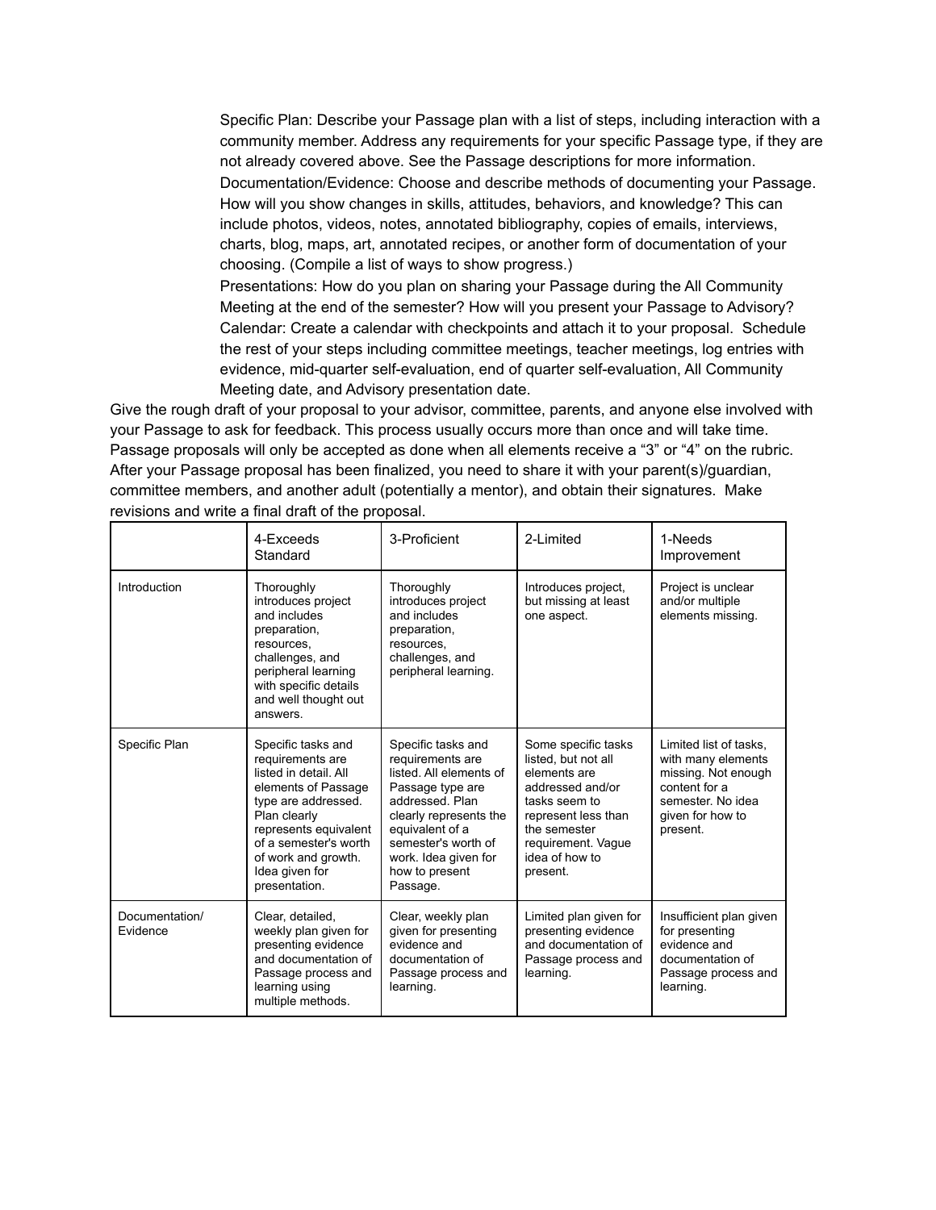Specific Plan: Describe your Passage plan with a list of steps, including interaction with a community member. Address any requirements for your specific Passage type, if they are not already covered above. See the Passage descriptions for more information.

Documentation/Evidence: Choose and describe methods of documenting your Passage. How will you show changes in skills, attitudes, behaviors, and knowledge? This can include photos, videos, notes, annotated bibliography, copies of emails, interviews, charts, blog, maps, art, annotated recipes, or another form of documentation of your choosing. (Compile a list of ways to show progress.)

Presentations: How do you plan on sharing your Passage during the All Community Meeting at the end of the semester? How will you present your Passage to Advisory?

Calendar: Create a calendar with checkpoints and attach it to your proposal. Schedule the rest of your steps including committee meetings, teacher meetings, log entries with evidence, mid-quarter self-evaluation, end of quarter self-evaluation, All Community Meeting date, and Advisory presentation date.

Give the rough draft of your proposal to your advisor, committee, parents, and anyone else involved with your Passage to ask for feedback. This process usually occurs more than once and will take time. Passage proposals will only be accepted as done when all elements receive a "3" or "4" on the rubric. After your Passage proposal has been finalized, you need to share it with your parent(s)/guardian, committee members, and another adult (potentially a mentor), and obtain their signatures. Make revisions and write a final draft of the proposal.

| | 4-Exceeds Standard | 3-Proficient | 2-Limited | 1-Needs Improvement |
|---|---|---|---|---|
| Introduction | Thoroughly introduces project and includes preparation, resources, challenges, and peripheral learning with specific details and well thought out answers. | Thoroughly introduces project and includes preparation, resources, challenges, and peripheral learning. | Introduces project, but missing at least one aspect. | Project is unclear and/or multiple elements missing. |
| Specific Plan | Specific tasks and requirements are listed in detail. All elements of Passage type are addressed. Plan clearly represents equivalent of a semester's worth of work and growth. Idea given for presentation. | Specific tasks and requirements are listed. All elements of Passage type are addressed. Plan clearly represents the equivalent of a semester's worth of work. Idea given for how to present Passage. | Some specific tasks listed, but not all elements are addressed and/or tasks seem to represent less than the semester requirement. Vague idea of how to present. | Limited list of tasks, with many elements missing. Not enough content for a semester. No idea given for how to present. |
| Documentation/ Evidence | Clear, detailed, weekly plan given for presenting evidence and documentation of Passage process and learning using multiple methods. | Clear, weekly plan given for presenting evidence and documentation of Passage process and learning. | Limited plan given for presenting evidence and documentation of Passage process and learning. | Insufficient plan given for presenting evidence and documentation of Passage process and learning. |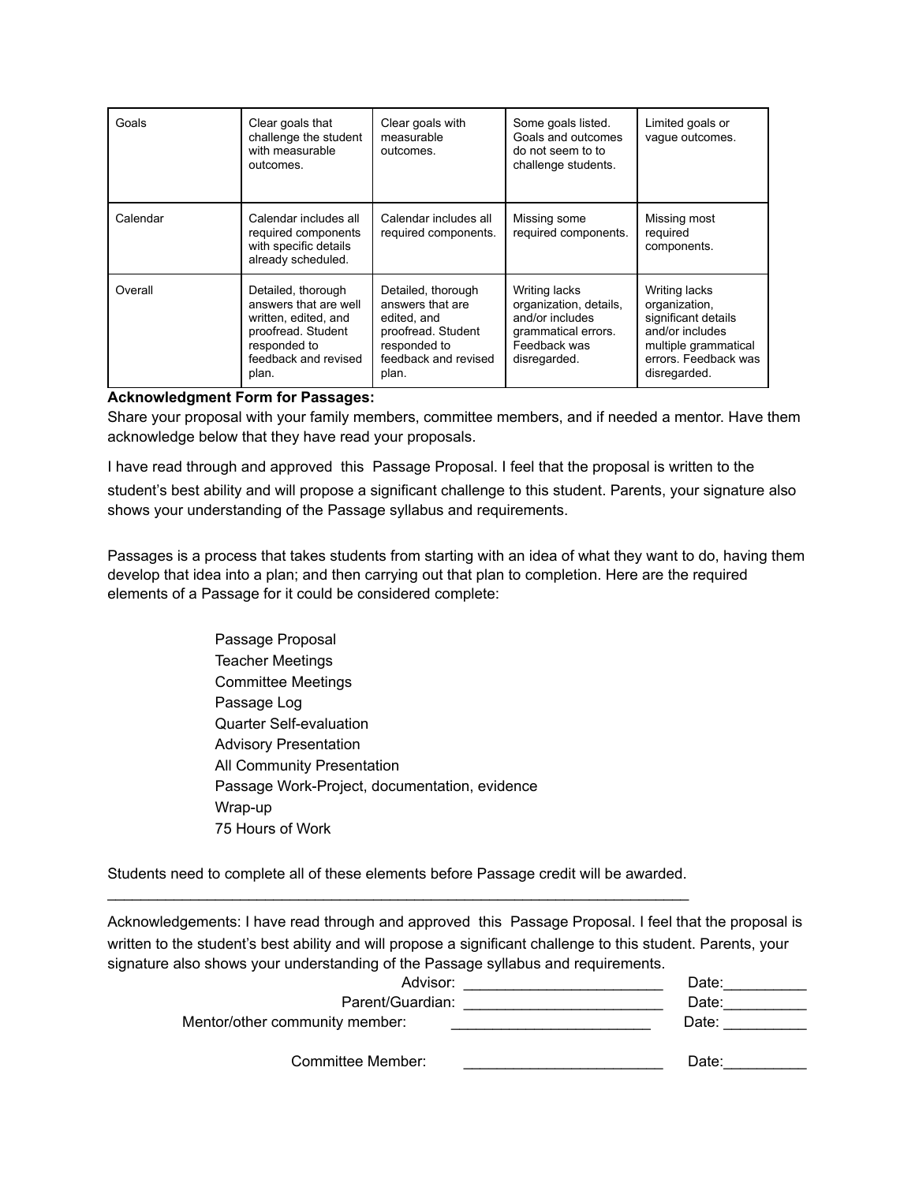| Goals | Clear goals that challenge the student with measurable outcomes. | Clear goals with measurable outcomes. | Some goals listed. Goals and outcomes do not seem to to challenge students. | Limited goals or vague outcomes. |
|---|---|---|---|---|
| Calendar | Calendar includes all required components with specific details already scheduled. | Calendar includes all required components. | Missing some required components. | Missing most required components. |
| Overall | Detailed, thorough answers that are well written, edited, and proofread. Student responded to feedback and revised plan. | Detailed, thorough answers that are edited, and proofread. Student responded to feedback and revised plan. | Writing lacks organization, details, and/or includes grammatical errors. Feedback was disregarded. | Writing lacks organization, significant details and/or includes multiple grammatical errors. Feedback was disregarded. |

**Acknowledgment Form for Passages:**

Share your proposal with your family members, committee members, and if needed a mentor. Have them acknowledge below that they have read your proposals.

I have read through and approved this Passage Proposal. I feel that the proposal is written to the student's best ability and will propose a significant challenge to this student. Parents, your signature also shows your understanding of the Passage syllabus and requirements.

Passages is a process that takes students from starting with an idea of what they want to do, having them develop that idea into a plan; and then carrying out that plan to completion. Here are the required elements of a Passage for it could be considered complete:

- Passage Proposal
- Teacher Meetings
- Committee Meetings
- Passage Log
- Quarter Self-evaluation
- Advisory Presentation
- All Community Presentation
- Passage Work-Project, documentation, evidence
- Wrap-up
- 75 Hours of Work

Students need to complete all of these elements before Passage credit will be awarded.

---

Acknowledgements: I have read through and approved this Passage Proposal. I feel that the proposal is written to the student's best ability and will propose a significant challenge to this student. Parents, your signature also shows your understanding of the Passage syllabus and requirements.

Advisor: ________________________ Date:__________

Parent/Guardian: ________________________ Date:__________

Mentor/other community member: ________________________ Date: __________

Committee Member: ________________________ Date:__________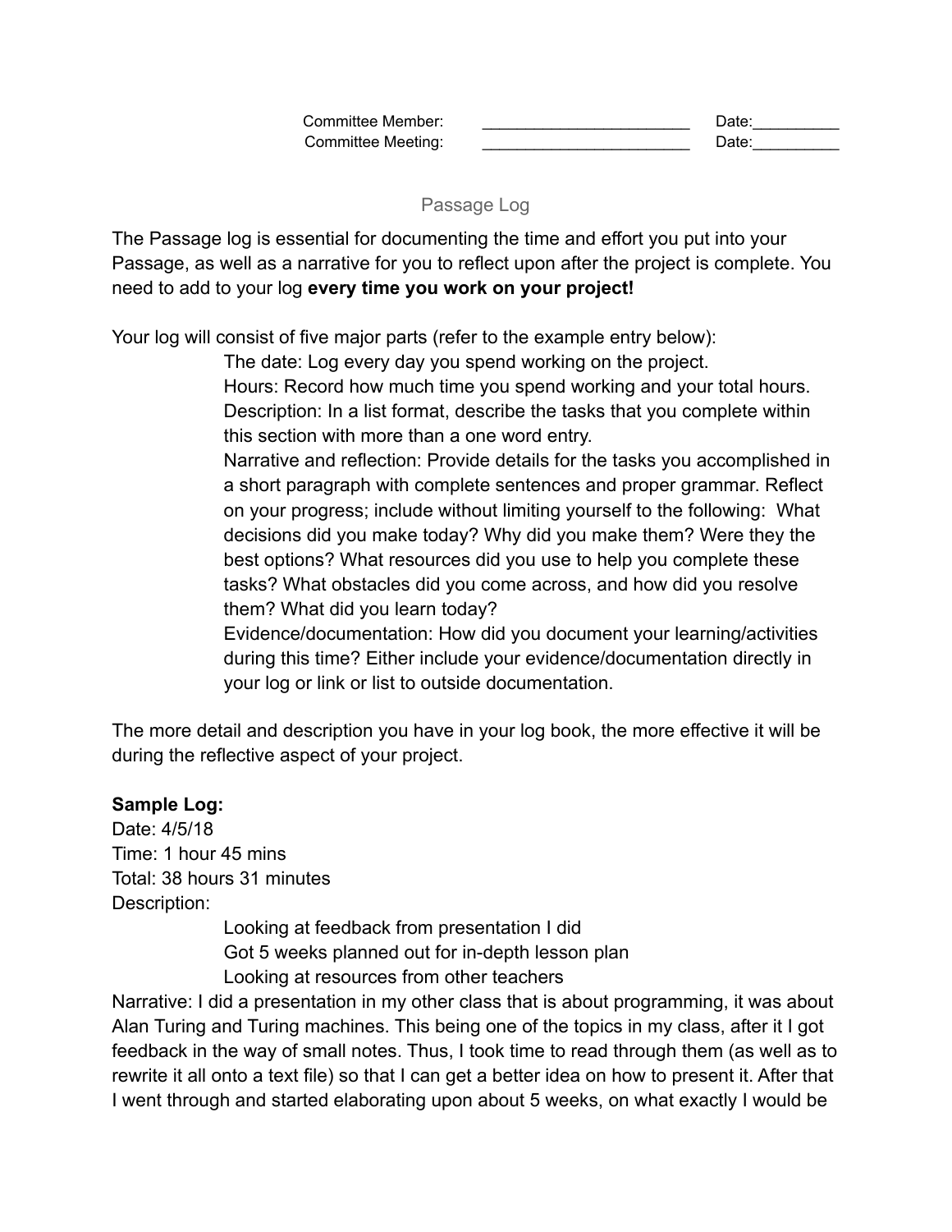| Committee Member: | ________________________ | Date:__________ |
|---|---|---|
| Committee Meeting: | ________________________ | Date:__________ |

## Passage Log

The Passage log is essential for documenting the time and effort you put into your Passage, as well as a narrative for you to reflect upon after the project is complete. You need to add to your log **every time you work on your project!**

Your log will consist of five major parts (refer to the example entry below):

- The date: Log every day you spend working on the project.
- Hours: Record how much time you spend working and your total hours.
- Description: In a list format, describe the tasks that you complete within this section with more than a one word entry.
- Narrative and reflection: Provide details for the tasks you accomplished in a short paragraph with complete sentences and proper grammar. Reflect on your progress; include without limiting yourself to the following: What decisions did you make today? Why did you make them? Were they the best options? What resources did you use to help you complete these tasks? What obstacles did you come across, and how did you resolve them? What did you learn today?
- Evidence/documentation: How did you document your learning/activities during this time? Either include your evidence/documentation directly in your log or link or list to outside documentation.

The more detail and description you have in your log book, the more effective it will be during the reflective aspect of your project.

**Sample Log:**

Date: 4/5/18
Time: 1 hour 45 mins
Total: 38 hours 31 minutes
Description:

- Looking at feedback from presentation I did
- Got 5 weeks planned out for in-depth lesson plan
- Looking at resources from other teachers

Narrative: I did a presentation in my other class that is about programming, it was about Alan Turing and Turing machines. This being one of the topics in my class, after it I got feedback in the way of small notes. Thus, I took time to read through them (as well as to rewrite it all onto a text file) so that I can get a better idea on how to present it. After that I went through and started elaborating upon about 5 weeks, on what exactly I would be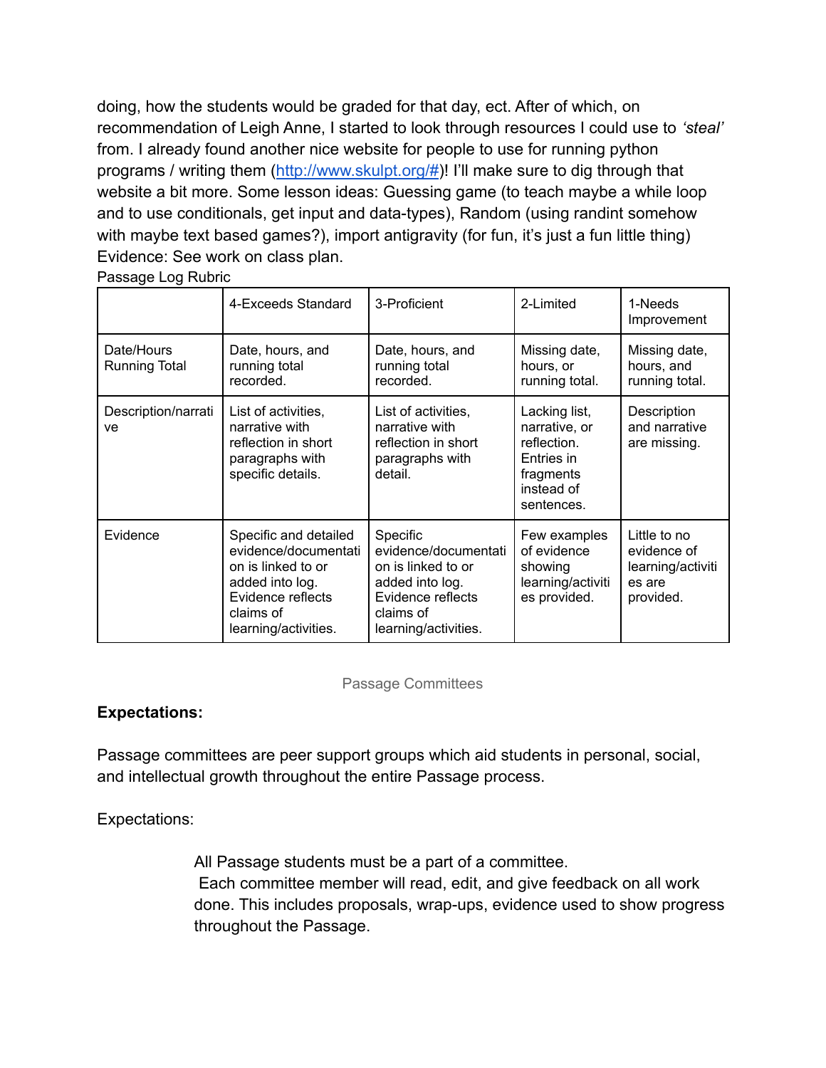doing, how the students would be graded for that day, ect. After of which, on recommendation of Leigh Anne, I started to look through resources I could use to *'steal'* from. I already found another nice website for people to use for running python programs / writing them ([http://www.skulpt.org/#](http://www.skulpt.org/#))! I'll make sure to dig through that website a bit more. Some lesson ideas: Guessing game (to teach maybe a while loop and to use conditionals, get input and data-types), Random (using randint somehow with maybe text based games?), import antigravity (for fun, it's just a fun little thing)
Evidence: See work on class plan.

Passage Log Rubric

| | 4-Exceeds Standard | 3-Proficient | 2-Limited | 1-Needs Improvement |
|---|---|---|---|---|
| Date/Hours Running Total | Date, hours, and running total recorded. | Date, hours, and running total recorded. | Missing date, hours, or running total. | Missing date, hours, and running total. |
| Description/narrative | List of activities, narrative with reflection in short paragraphs with specific details. | List of activities, narrative with reflection in short paragraphs with detail. | Lacking list, narrative, or reflection. Entries in fragments instead of sentences. | Description and narrative are missing. |
| Evidence | Specific and detailed evidence/documentation is linked to or added into log. Evidence reflects claims of learning/activities. | Specific evidence/documentation is linked to or added into log. Evidence reflects claims of learning/activities. | Few examples of evidence showing learning/activities provided. | Little to no evidence of learning/activities are provided. |

Passage Committees

**Expectations:**

Passage committees are peer support groups which aid students in personal, social, and intellectual growth throughout the entire Passage process.

Expectations:

> All Passage students must be a part of a committee.
> Each committee member will read, edit, and give feedback on all work done. This includes proposals, wrap-ups, evidence used to show progress throughout the Passage.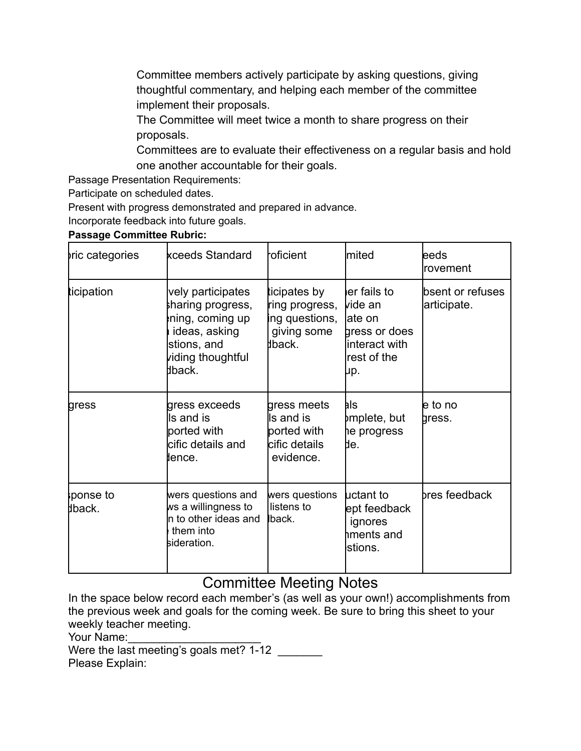Committee members actively participate by asking questions, giving thoughtful commentary, and helping each member of the committee implement their proposals.

The Committee will meet twice a month to share progress on their proposals.

Committees are to evaluate their effectiveness on a regular basis and hold one another accountable for their goals.

Passage Presentation Requirements:

Participate on scheduled dates.

Present with progress demonstrated and prepared in advance.

Incorporate feedback into future goals.

**Passage Committee Rubric:**

| ric categories | xceeds Standard | oficient | mited | eeds rovement |
|---|---|---|---|---|
| ticipation | vely participates sharing progress, ning, coming up ideas, asking stions, and viding thoughtful dback. | ticipates by ring progress, ing questions, giving some dback. | er fails to vide an ate on gress or does interact with rest of the up. | bsent or refuses articipate. |
| gress | gress exceeds ls and is ported with cific details and dence. | gress meets ls and is ported with cific details evidence. | als omplete, but ne progress de. | e to no gress. |
| ponse to dback. | wers questions and ws a willingness to n to other ideas and them into sideration. | wers questions listens to dback. | uctant to ept feedback ignores nments and stions. | ores feedback |

# Committee Meeting Notes

In the space below record each member's (as well as your own!) accomplishments from the previous week and goals for the coming week. Be sure to bring this sheet to your weekly teacher meeting.

Your Name:_____________________

Were the last meeting's goals met? 1-12 _______

Please Explain: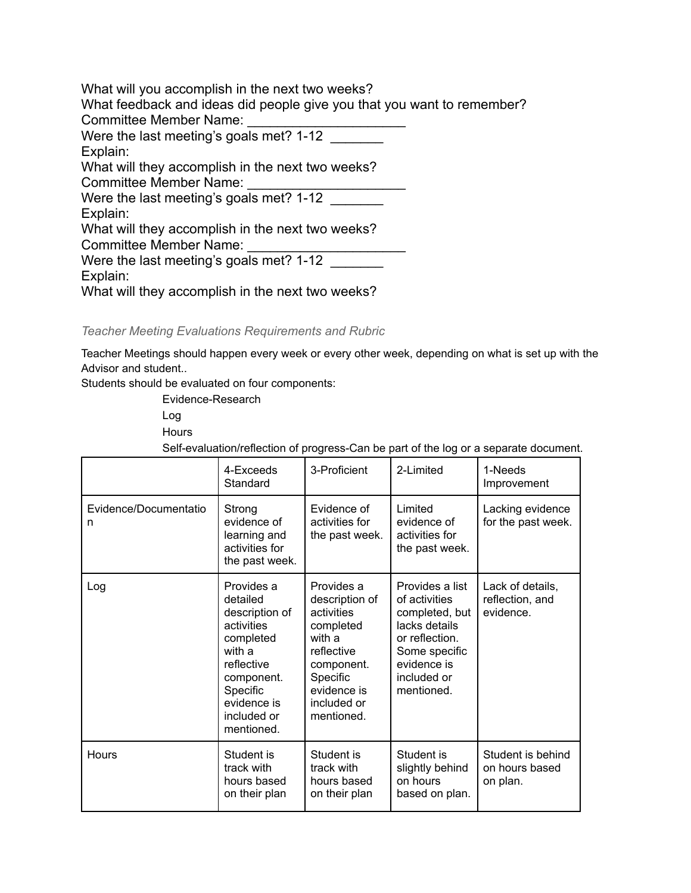What will you accomplish in the next two weeks?
What feedback and ideas did people give you that you want to remember?
Committee Member Name: _____________________
Were the last meeting's goals met? 1-12 _______
Explain:
What will they accomplish in the next two weeks?
Committee Member Name: _____________________
Were the last meeting's goals met? 1-12 _______
Explain:
What will they accomplish in the next two weeks?
Committee Member Name: _____________________
Were the last meeting's goals met? 1-12 _______
Explain:
What will they accomplish in the next two weeks?

*Teacher Meeting Evaluations Requirements and Rubric*

Teacher Meetings should happen every week or every other week, depending on what is set up with the Advisor and student..
Students should be evaluated on four components:

- Evidence-Research
- Log
- Hours
- Self-evaluation/reflection of progress-Can be part of the log or a separate document.

| | 4-Exceeds Standard | 3-Proficient | 2-Limited | 1-Needs Improvement |
|---|---|---|---|---|
| Evidence/Documentation | Strong evidence of learning and activities for the past week. | Evidence of activities for the past week. | Limited evidence of activities for the past week. | Lacking evidence for the past week. |
| Log | Provides a detailed description of activities completed with a reflective component. Specific evidence is included or mentioned. | Provides a description of activities completed with a reflective component. Specific evidence is included or mentioned. | Provides a list of activities completed, but lacks details or reflection. Some specific evidence is included or mentioned. | Lack of details, reflection, and evidence. |
| Hours | Student is track with hours based on their plan | Student is track with hours based on their plan | Student is slightly behind on hours based on plan. | Student is behind on hours based on plan. |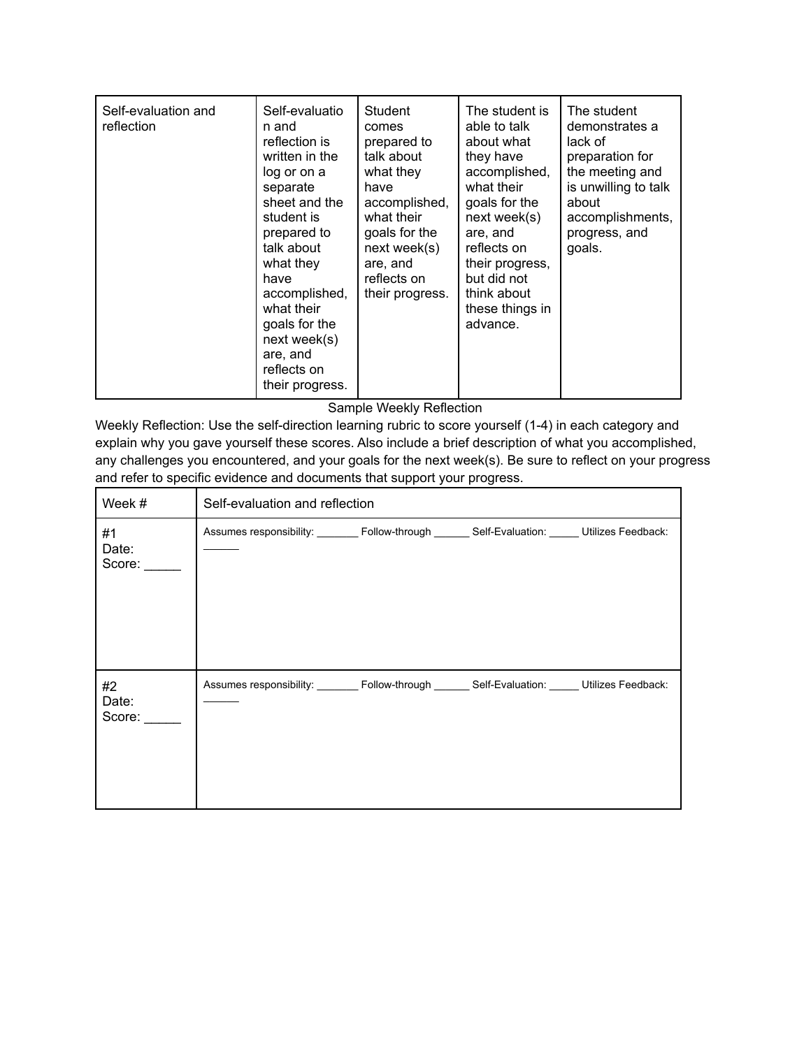| Self-evaluation and reflection | Self-evaluation and reflection is written in the log or on a separate sheet and the student is prepared to talk about what they have accomplished, what their goals for the next week(s) are, and reflects on their progress. | Student comes prepared to talk about what they have accomplished, what their goals for the next week(s) are, and reflects on their progress. | The student is able to talk about what they have accomplished, what their goals for the next week(s) are, and reflects on their progress, but did not think about these things in advance. | The student demonstrates a lack of preparation for the meeting and is unwilling to talk about accomplishments, progress, and goals. |
|---|---|---|---|---|

Sample Weekly Reflection

Weekly Reflection: Use the self-direction learning rubric to score yourself (1-4) in each category and explain why you gave yourself these scores. Also include a brief description of what you accomplished, any challenges you encountered, and your goals for the next week(s). Be sure to reflect on your progress and refer to specific evidence and documents that support your progress.

| Week # | Self-evaluation and reflection |
|---|---|
| #1<br>Date:<br>Score: _____ | Assumes responsibility: _______ Follow-through ______ Self-Evaluation: _____ Utilizes Feedback: ______ |
| #2<br>Date:<br>Score: _____ | Assumes responsibility: _______ Follow-through ______ Self-Evaluation: _____ Utilizes Feedback: ______ |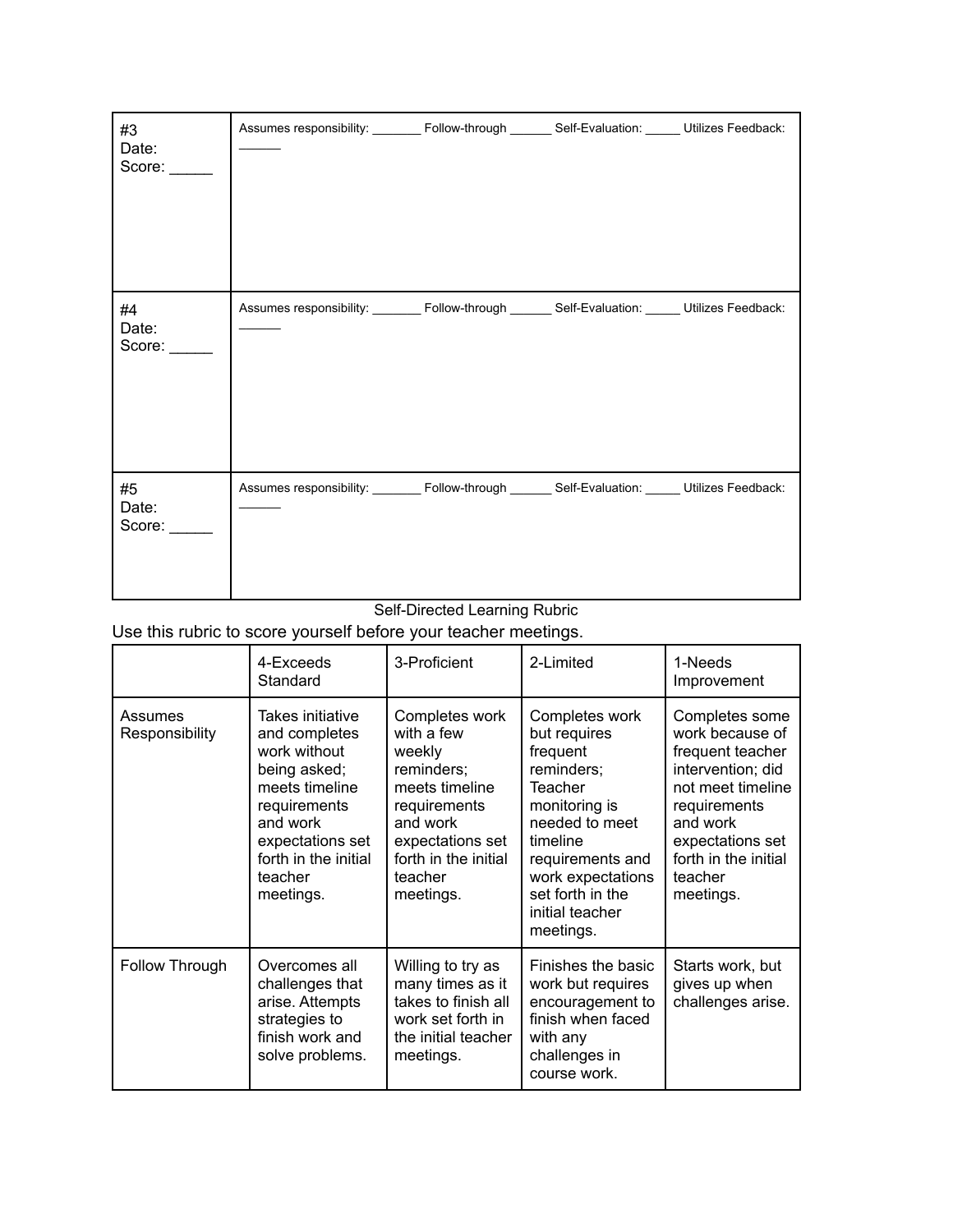| #3<br>Date:<br>Score: _____ | Assumes responsibility: _______ Follow-through ______ Self-Evaluation: _____ Utilizes Feedback: ______ |
|---|---|
| #4<br>Date:<br>Score: _____ | Assumes responsibility: _______ Follow-through ______ Self-Evaluation: _____ Utilizes Feedback: ______ |
| #5<br>Date:<br>Score: _____ | Assumes responsibility: _______ Follow-through ______ Self-Evaluation: _____ Utilizes Feedback: ______ |

Self-Directed Learning Rubric

Use this rubric to score yourself before your teacher meetings.

| | 4-Exceeds Standard | 3-Proficient | 2-Limited | 1-Needs Improvement |
|---|---|---|---|---|
| Assumes Responsibility | Takes initiative and completes work without being asked; meets timeline requirements and work expectations set forth in the initial teacher meetings. | Completes work with a few weekly reminders; meets timeline requirements and work expectations set forth in the initial teacher meetings. | Completes work but requires frequent reminders; Teacher monitoring is needed to meet timeline requirements and work expectations set forth in the initial teacher meetings. | Completes some work because of frequent teacher intervention; did not meet timeline requirements and work expectations set forth in the initial teacher meetings. |
| Follow Through | Overcomes all challenges that arise. Attempts strategies to finish work and solve problems. | Willing to try as many times as it takes to finish all work set forth in the initial teacher meetings. | Finishes the basic work but requires encouragement to finish when faced with any challenges in course work. | Starts work, but gives up when challenges arise. |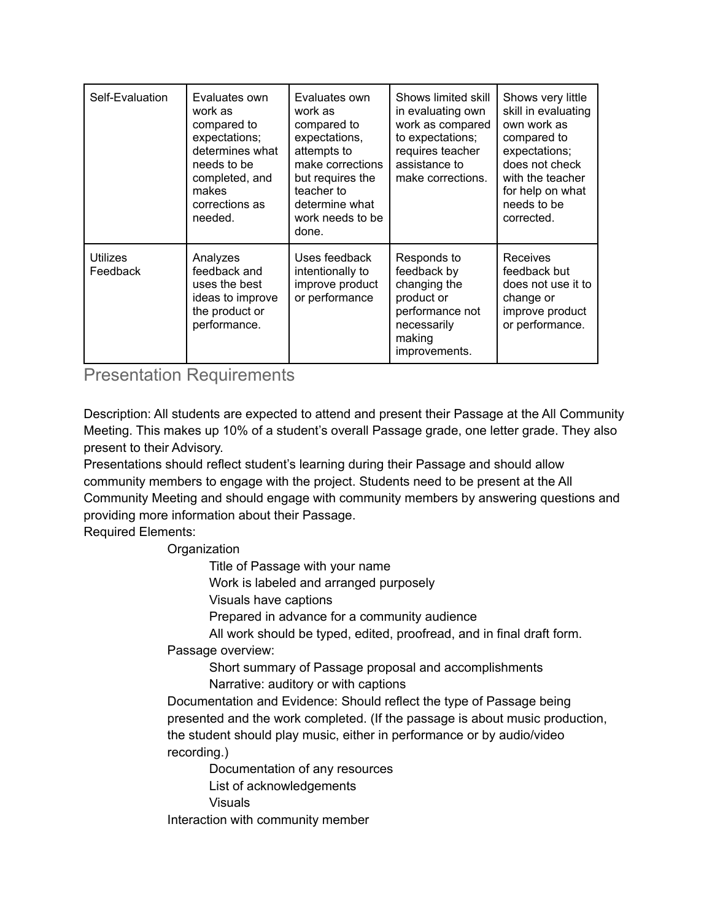| Self-Evaluation | Evaluates own work as compared to expectations; determines what needs to be completed, and makes corrections as needed. | Evaluates own work as compared to expectations, attempts to make corrections but requires the teacher to determine what work needs to be done. | Shows limited skill in evaluating own work as compared to expectations; requires teacher assistance to make corrections. | Shows very little skill in evaluating own work as compared to expectations; does not check with the teacher for help on what needs to be corrected. |
|---|---|---|---|---|
| Utilizes Feedback | Analyzes feedback and uses the best ideas to improve the product or performance. | Uses feedback intentionally to improve product or performance | Responds to feedback by changing the product or performance not necessarily making improvements. | Receives feedback but does not use it to change or improve product or performance. |

## Presentation Requirements

Description: All students are expected to attend and present their Passage at the All Community Meeting. This makes up 10% of a student's overall Passage grade, one letter grade. They also present to their Advisory.

Presentations should reflect student's learning during their Passage and should allow community members to engage with the project. Students need to be present at the All Community Meeting and should engage with community members by answering questions and providing more information about their Passage.

Required Elements:

- Organization
  - Title of Passage with your name
  - Work is labeled and arranged purposely
  - Visuals have captions
  - Prepared in advance for a community audience
  - All work should be typed, edited, proofread, and in final draft form.
- Passage overview:
  - Short summary of Passage proposal and accomplishments
  - Narrative: auditory or with captions
- Documentation and Evidence: Should reflect the type of Passage being presented and the work completed. (If the passage is about music production, the student should play music, either in performance or by audio/video recording.)
  - Documentation of any resources
  - List of acknowledgements
  - Visuals
- Interaction with community member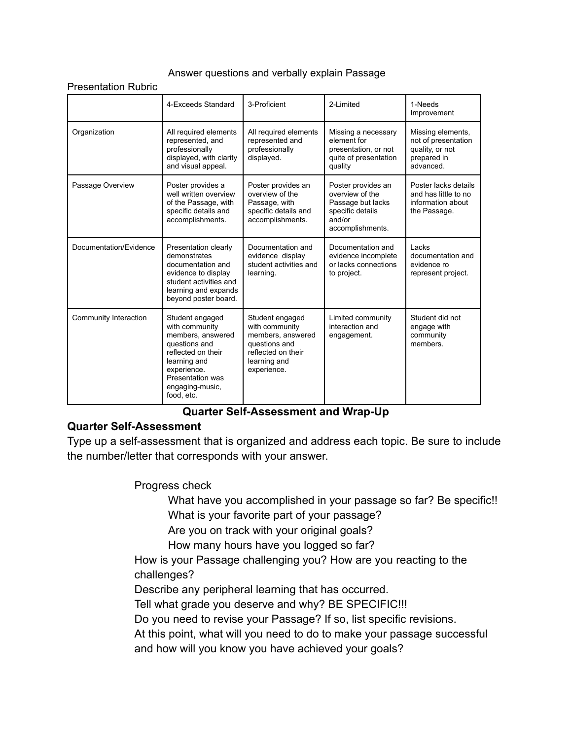Answer questions and verbally explain Passage

Presentation Rubric

| | 4-Exceeds Standard | 3-Proficient | 2-Limited | 1-Needs Improvement |
|---|---|---|---|---|
| Organization | All required elements represented, and professionally displayed, with clarity and visual appeal. | All required elements represented and professionally displayed. | Missing a necessary element for presentation, or not quite of presentation quality | Missing elements, not of presentation quality, or not prepared in advanced. |
| Passage Overview | Poster provides a well written overview of the Passage, with specific details and accomplishments. | Poster provides an overview of the Passage, with specific details and accomplishments. | Poster provides an overview of the Passage but lacks specific details and/or accomplishments. | Poster lacks details and has little to no information about the Passage. |
| Documentation/Evidence | Presentation clearly demonstrates documentation and evidence to display student activities and learning and expands beyond poster board. | Documentation and evidence display student activities and learning. | Documentation and evidence incomplete or lacks connections to project. | Lacks documentation and evidence ro represent project. |
| Community Interaction | Student engaged with community members, answered questions and reflected on their learning and experience. Presentation was engaging-music, food, etc. | Student engaged with community members, answered questions and reflected on their learning and experience. | Limited community interaction and engagement. | Student did not engage with community members. |

## Quarter Self-Assessment and Wrap-Up

### Quarter Self-Assessment

Type up a self-assessment that is organized and address each topic. Be sure to include the number/letter that corresponds with your answer.

- Progress check
  - What have you accomplished in your passage so far? Be specific!!
  - What is your favorite part of your passage?
  - Are you on track with your original goals?
  - How many hours have you logged so far?
- How is your Passage challenging you? How are you reacting to the challenges?
- Describe any peripheral learning that has occurred.
- Tell what grade you deserve and why? BE SPECIFIC!!!
- Do you need to revise your Passage? If so, list specific revisions.
- At this point, what will you need to do to make your passage successful and how will you know you have achieved your goals?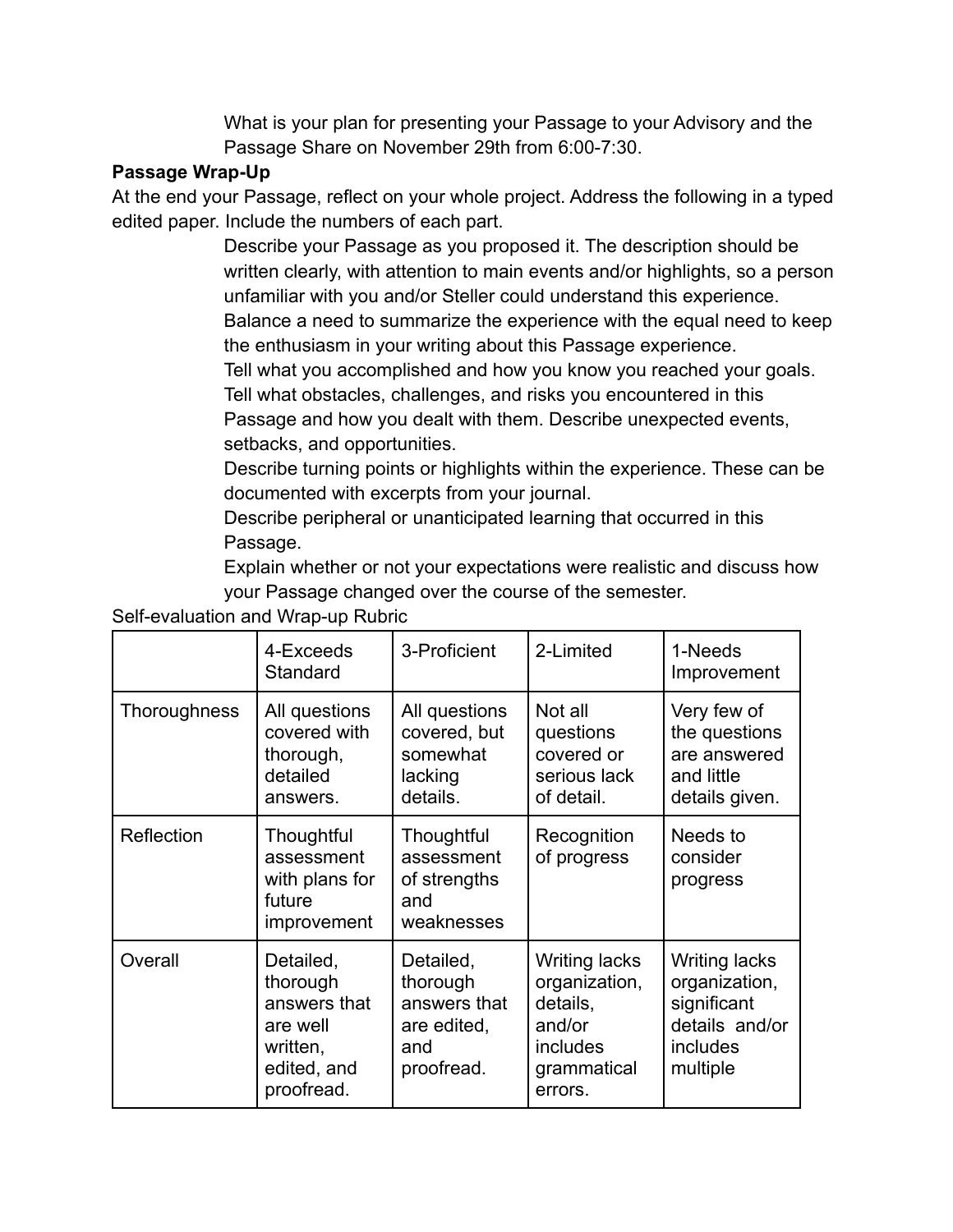What is your plan for presenting your Passage to your Advisory and the Passage Share on November 29th from 6:00-7:30.

**Passage Wrap-Up**

At the end your Passage, reflect on your whole project. Address the following in a typed edited paper. Include the numbers of each part.

Describe your Passage as you proposed it. The description should be written clearly, with attention to main events and/or highlights, so a person unfamiliar with you and/or Steller could understand this experience. Balance a need to summarize the experience with the equal need to keep the enthusiasm in your writing about this Passage experience.

Tell what you accomplished and how you know you reached your goals.

Tell what obstacles, challenges, and risks you encountered in this Passage and how you dealt with them. Describe unexpected events, setbacks, and opportunities.

Describe turning points or highlights within the experience. These can be documented with excerpts from your journal.

Describe peripheral or unanticipated learning that occurred in this Passage.

Explain whether or not your expectations were realistic and discuss how your Passage changed over the course of the semester.

Self-evaluation and Wrap-up Rubric

| | 4-Exceeds Standard | 3-Proficient | 2-Limited | 1-Needs Improvement |
|---|---|---|---|---|
| Thoroughness | All questions covered with thorough, detailed answers. | All questions covered, but somewhat lacking details. | Not all questions covered or serious lack of detail. | Very few of the questions are answered and little details given. |
| Reflection | Thoughtful assessment with plans for future improvement | Thoughtful assessment of strengths and weaknesses | Recognition of progress | Needs to consider progress |
| Overall | Detailed, thorough answers that are well written, edited, and proofread. | Detailed, thorough answers that are edited, and proofread. | Writing lacks organization, details, and/or includes grammatical errors. | Writing lacks organization, significant details and/or includes multiple |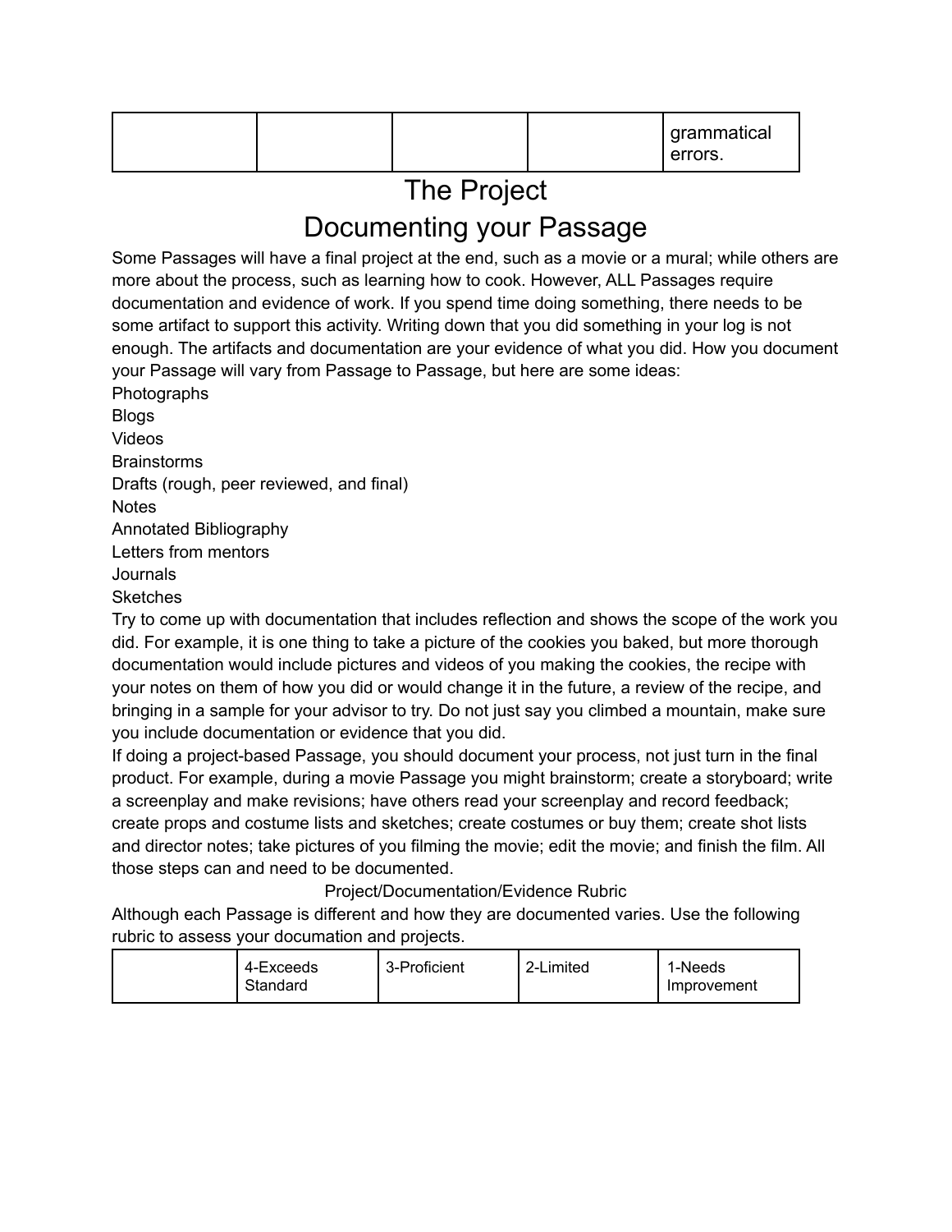| | | | | grammatical errors. |
|---|---|---|---|---|

# The Project

## Documenting your Passage

Some Passages will have a final project at the end, such as a movie or a mural; while others are more about the process, such as learning how to cook. However, ALL Passages require documentation and evidence of work. If you spend time doing something, there needs to be some artifact to support this activity. Writing down that you did something in your log is not enough. The artifacts and documentation are your evidence of what you did. How you document your Passage will vary from Passage to Passage, but here are some ideas:

Photographs
Blogs
Videos
Brainstorms
Drafts (rough, peer reviewed, and final)
Notes
Annotated Bibliography
Letters from mentors
Journals
Sketches

Try to come up with documentation that includes reflection and shows the scope of the work you did. For example, it is one thing to take a picture of the cookies you baked, but more thorough documentation would include pictures and videos of you making the cookies, the recipe with your notes on them of how you did or would change it in the future, a review of the recipe, and bringing in a sample for your advisor to try. Do not just say you climbed a mountain, make sure you include documentation or evidence that you did.

If doing a project-based Passage, you should document your process, not just turn in the final product. For example, during a movie Passage you might brainstorm; create a storyboard; write a screenplay and make revisions; have others read your screenplay and record feedback; create props and costume lists and sketches; create costumes or buy them; create shot lists and director notes; take pictures of you filming the movie; edit the movie; and finish the film. All those steps can and need to be documented.

Project/Documentation/Evidence Rubric

Although each Passage is different and how they are documented varies. Use the following rubric to assess your documation and projects.

| | 4-Exceeds Standard | 3-Proficient | 2-Limited | 1-Needs Improvement |
|---|---|---|---|---|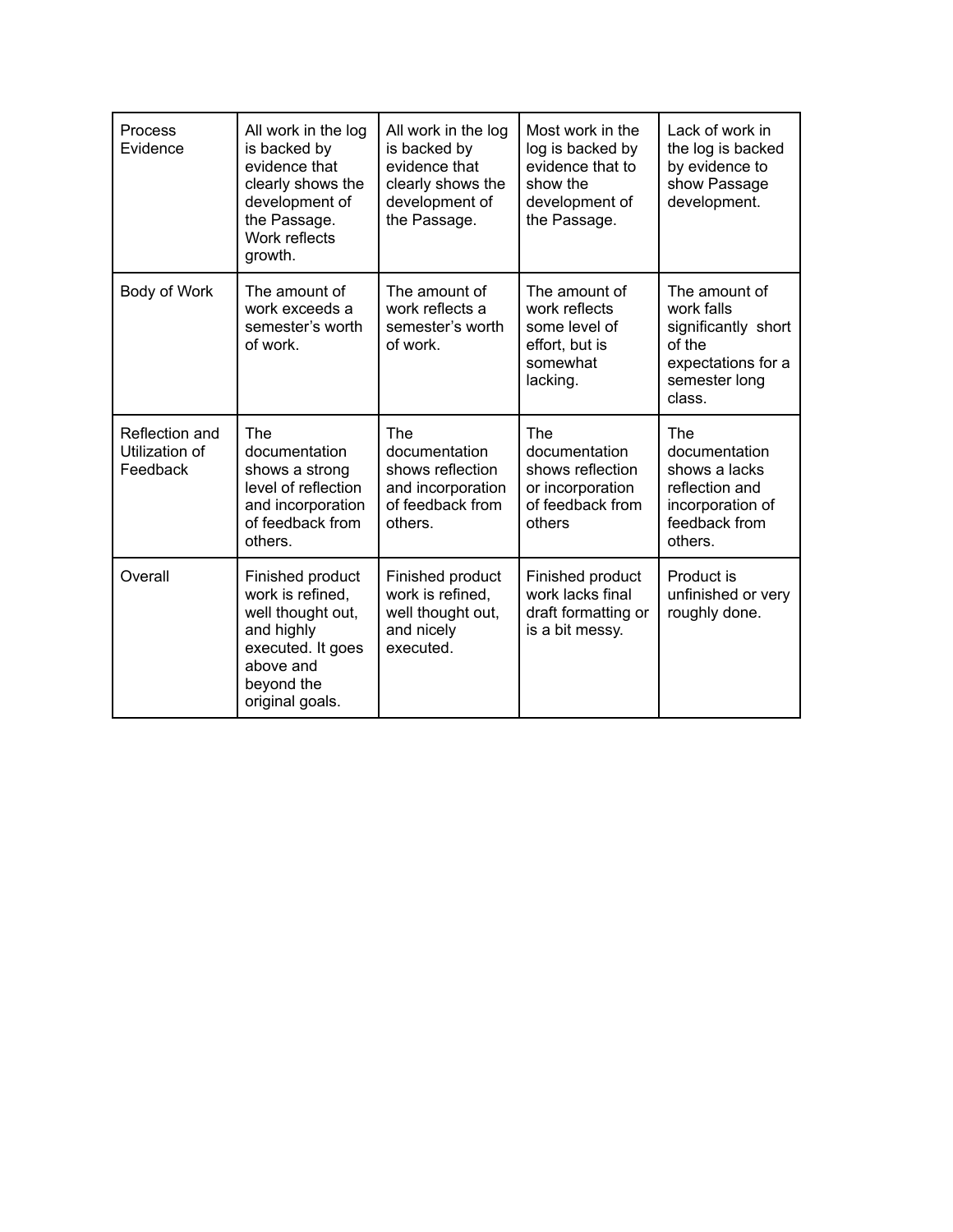| | | | | |
|---|---|---|---|---|
| Process Evidence | All work in the log is backed by evidence that clearly shows the development of the Passage. Work reflects growth. | All work in the log is backed by evidence that clearly shows the development of the Passage. | Most work in the log is backed by evidence that to show the development of the Passage. | Lack of work in the log is backed by evidence to show Passage development. |
| Body of Work | The amount of work exceeds a semester's worth of work. | The amount of work reflects a semester's worth of work. | The amount of work reflects some level of effort, but is somewhat lacking. | The amount of work falls significantly short of the expectations for a semester long class. |
| Reflection and Utilization of Feedback | The documentation shows a strong level of reflection and incorporation of feedback from others. | The documentation shows reflection and incorporation of feedback from others. | The documentation shows reflection or incorporation of feedback from others | The documentation shows a lacks reflection and incorporation of feedback from others. |
| Overall | Finished product work is refined, well thought out, and highly executed. It goes above and beyond the original goals. | Finished product work is refined, well thought out, and nicely executed. | Finished product work lacks final draft formatting or is a bit messy. | Product is unfinished or very roughly done. |